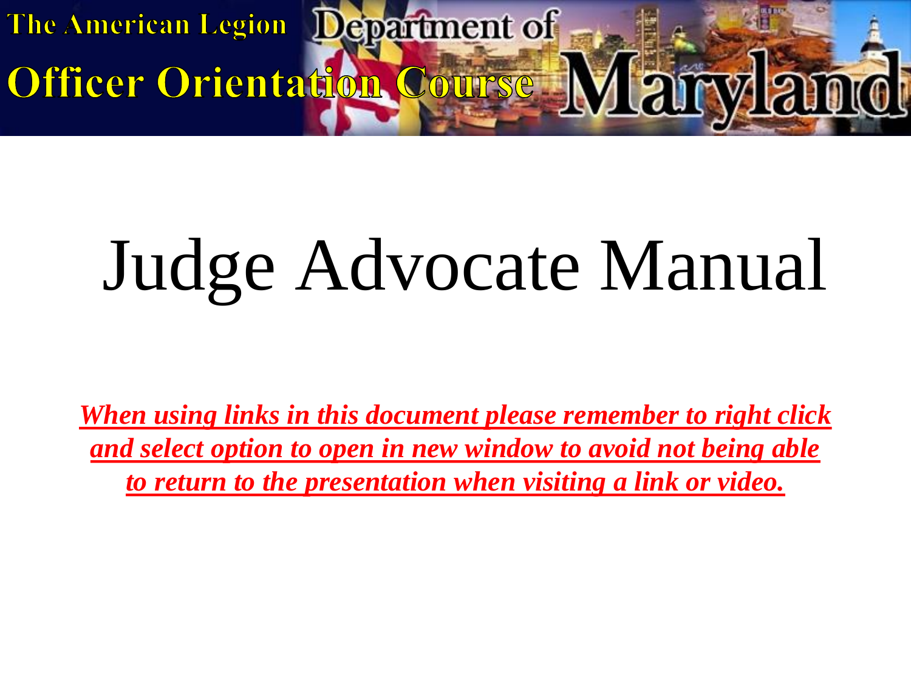The American Legion Department of Maryland

Officer Orientation Course

# Judge Advocate Manual

***When using links in this document please remember to right click and select option to open in new window to avoid not being able to return to the presentation when visiting a link or video.***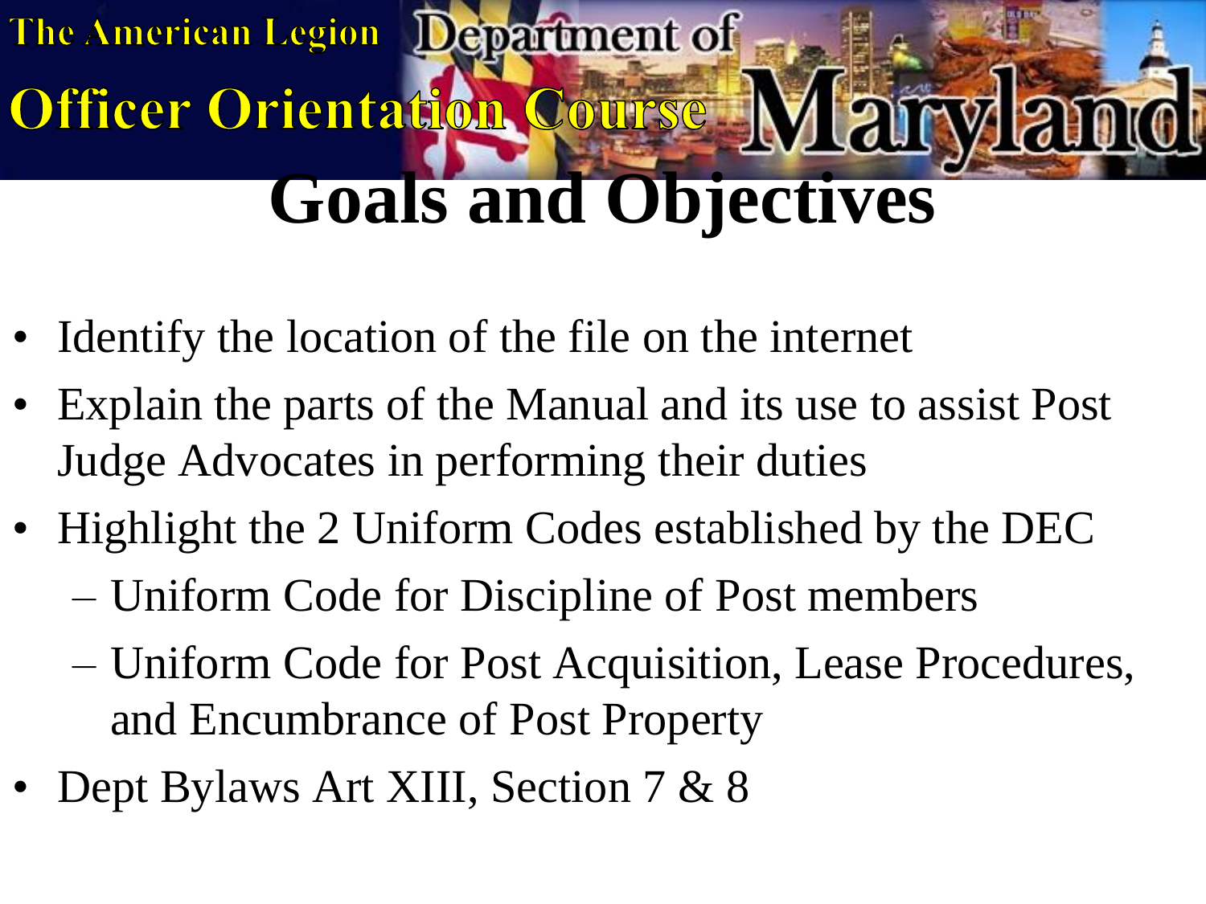# Goals and Objectives

- Identify the location of the file on the internet
- Explain the parts of the Manual and its use to assist Post Judge Advocates in performing their duties
- Highlight the 2 Uniform Codes established by the DEC
  - Uniform Code for Discipline of Post members
  - Uniform Code for Post Acquisition, Lease Procedures, and Encumbrance of Post Property
- Dept Bylaws Art XIII, Section 7 & 8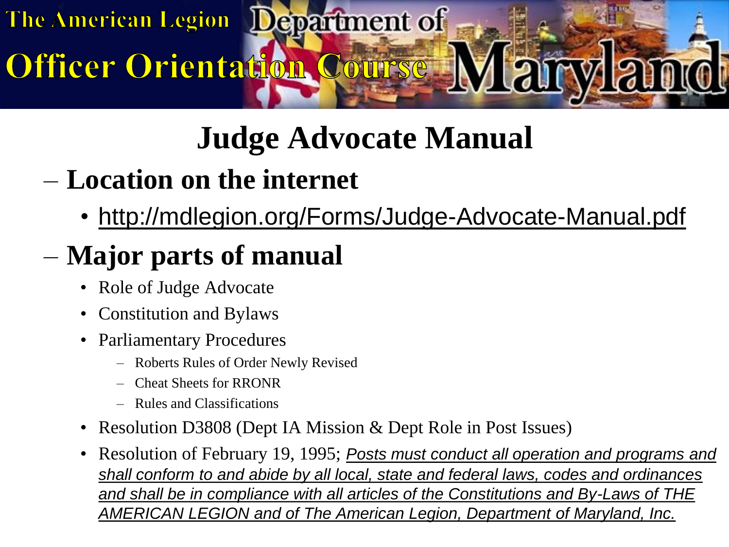# Judge Advocate Manual

- **Location on the internet**
  - http://mdlegion.org/Forms/Judge-Advocate-Manual.pdf
- **Major parts of manual**
  - Role of Judge Advocate
  - Constitution and Bylaws
  - Parliamentary Procedures
    - Roberts Rules of Order Newly Revised
    - Cheat Sheets for RRONR
    - Rules and Classifications
  - Resolution D3808 (Dept IA Mission & Dept Role in Post Issues)
  - Resolution of February 19, 1995; *Posts must conduct all operation and programs and shall conform to and abide by all local, state and federal laws, codes and ordinances and shall be in compliance with all articles of the Constitutions and By-Laws of THE AMERICAN LEGION and of The American Legion, Department of Maryland, Inc.*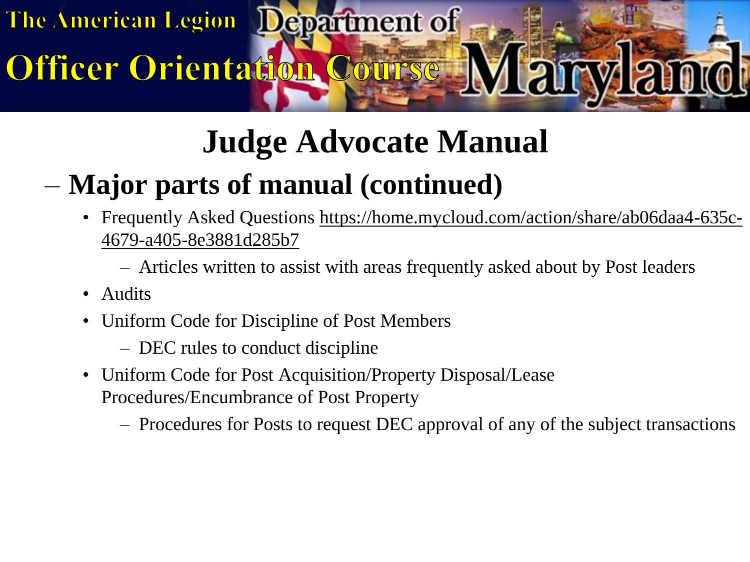# Judge Advocate Manual

## – Major parts of manual (continued)

- Frequently Asked Questions https://home.mycloud.com/action/share/ab06daa4-635c-4679-a405-8e3881d285b7
  - Articles written to assist with areas frequently asked about by Post leaders
- Audits
- Uniform Code for Discipline of Post Members
  - DEC rules to conduct discipline
- Uniform Code for Post Acquisition/Property Disposal/Lease Procedures/Encumbrance of Post Property
  - Procedures for Posts to request DEC approval of any of the subject transactions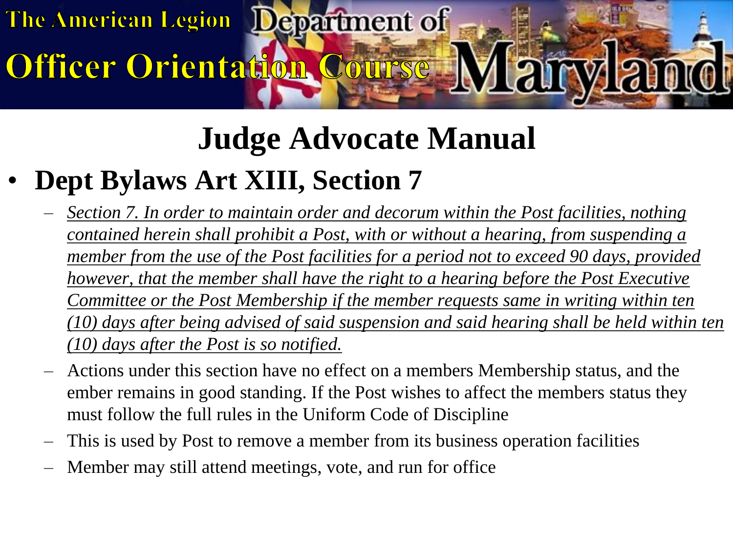# Judge Advocate Manual

- **Dept Bylaws Art XIII, Section 7**
  - *Section 7. In order to maintain order and decorum within the Post facilities, nothing contained herein shall prohibit a Post, with or without a hearing, from suspending a member from the use of the Post facilities for a period not to exceed 90 days, provided however, that the member shall have the right to a hearing before the Post Executive Committee or the Post Membership if the member requests same in writing within ten (10) days after being advised of said suspension and said hearing shall be held within ten (10) days after the Post is so notified.*
  - Actions under this section have no effect on a members Membership status, and the ember remains in good standing. If the Post wishes to affect the members status they must follow the full rules in the Uniform Code of Discipline
  - This is used by Post to remove a member from its business operation facilities
  - Member may still attend meetings, vote, and run for office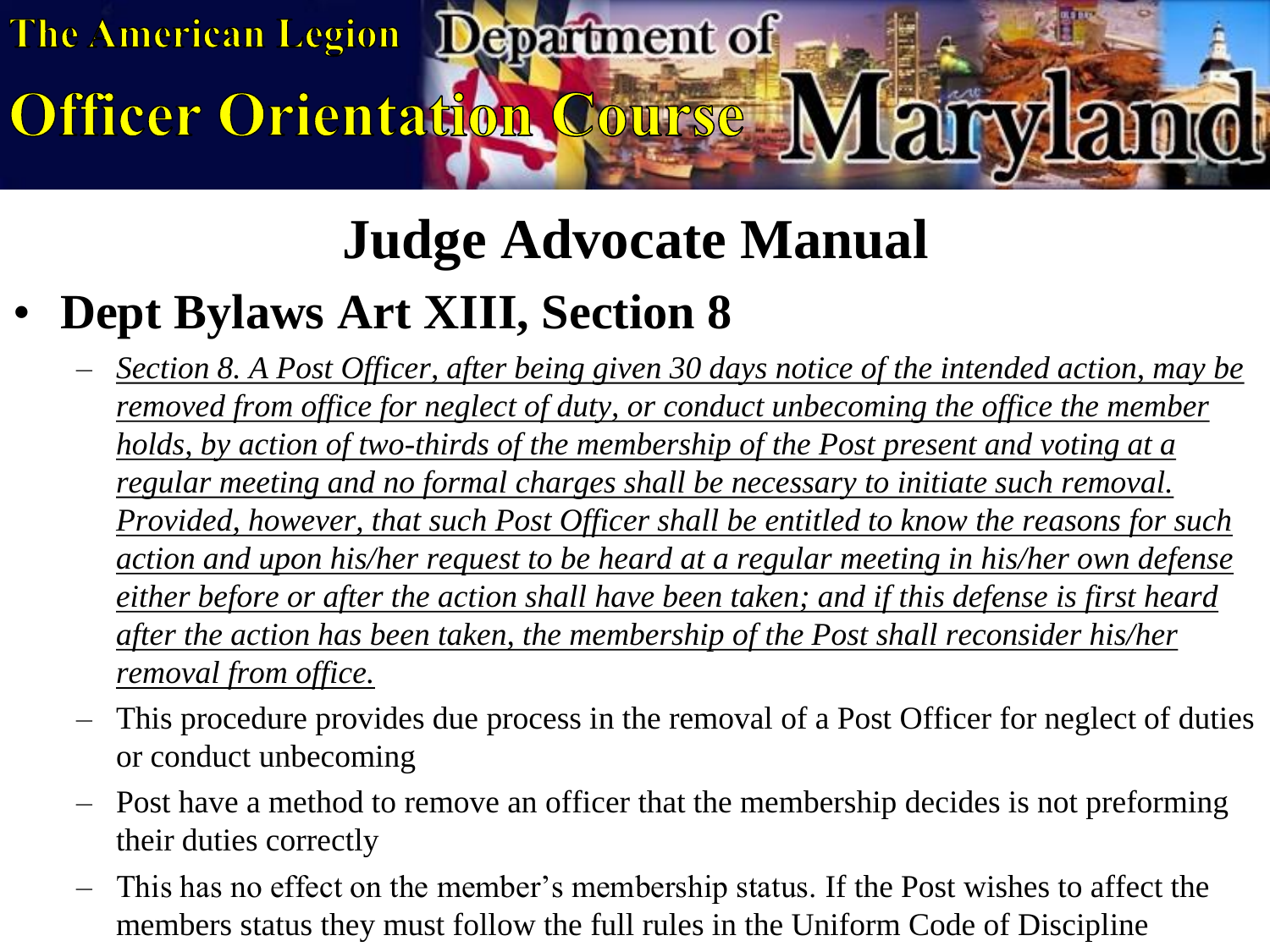# Judge Advocate Manual

- **Dept Bylaws Art XIII, Section 8**
  - *Section 8. A Post Officer, after being given 30 days notice of the intended action, may be removed from office for neglect of duty, or conduct unbecoming the office the member holds, by action of two-thirds of the membership of the Post present and voting at a regular meeting and no formal charges shall be necessary to initiate such removal. Provided, however, that such Post Officer shall be entitled to know the reasons for such action and upon his/her request to be heard at a regular meeting in his/her own defense either before or after the action shall have been taken; and if this defense is first heard after the action has been taken, the membership of the Post shall reconsider his/her removal from office.*
  - This procedure provides due process in the removal of a Post Officer for neglect of duties or conduct unbecoming
  - Post have a method to remove an officer that the membership decides is not preforming their duties correctly
  - This has no effect on the member's membership status. If the Post wishes to affect the members status they must follow the full rules in the Uniform Code of Discipline